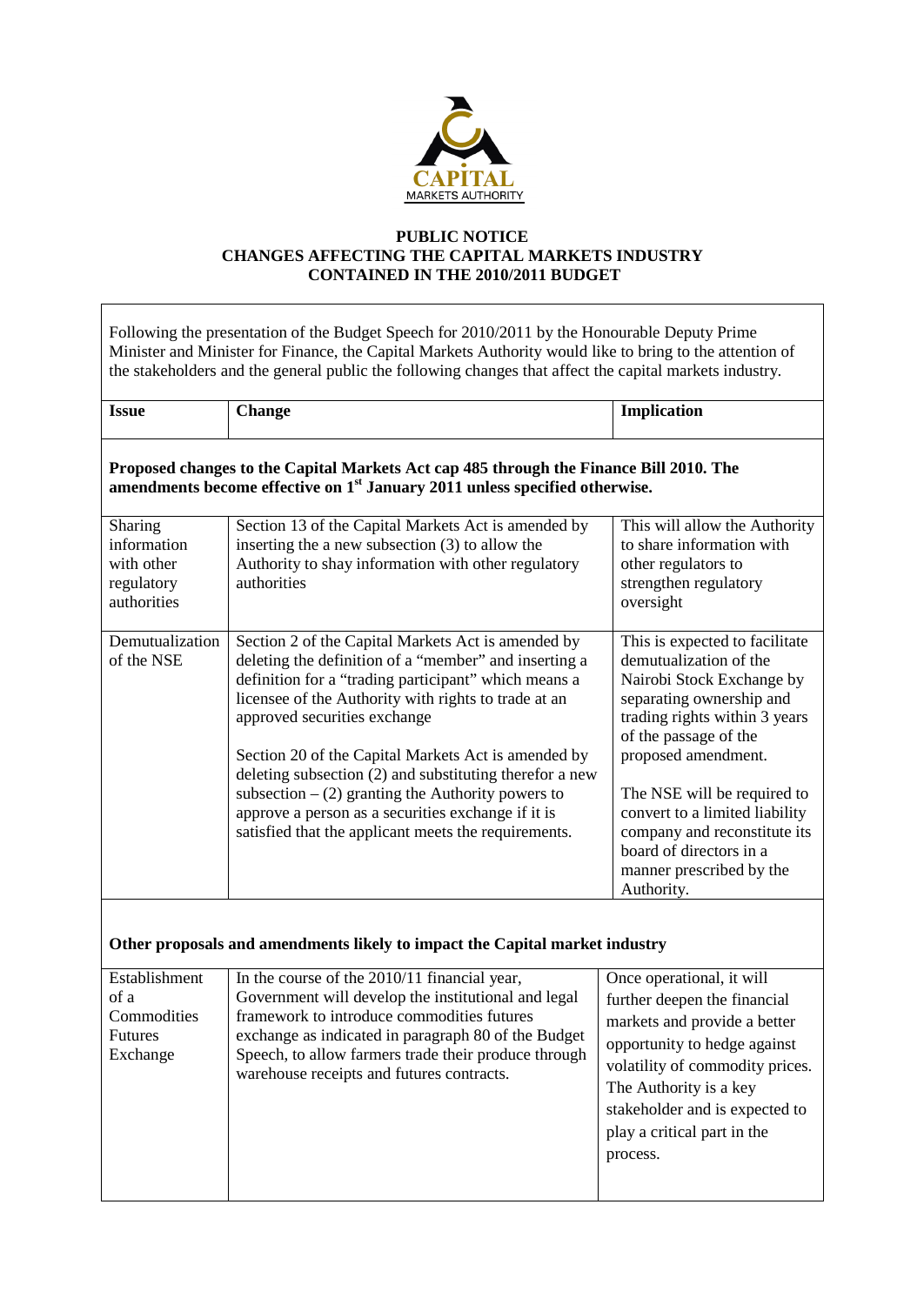CAPITAL MARKETS AUTHORITY

# PUBLIC NOTICE
## CHANGES AFFECTING THE CAPITAL MARKETS INDUSTRY CONTAINED IN THE 2010/2011 BUDGET

Following the presentation of the Budget Speech for 2010/2011 by the Honourable Deputy Prime Minister and Minister for Finance, the Capital Markets Authority would like to bring to the attention of the stakeholders and the general public the following changes that affect the capital markets industry.

| Issue | Change | Implication |
|---|---|---|
| **Proposed changes to the Capital Markets Act cap 485 through the Finance Bill 2010. The amendments become effective on 1st January 2011 unless specified otherwise.** | | |
| Sharing information with other regulatory authorities | Section 13 of the Capital Markets Act is amended by inserting the a new subsection (3) to allow the Authority to shay information with other regulatory authorities | This will allow the Authority to share information with other regulators to strengthen regulatory oversight |
| Demutualization of the NSE | Section 2 of the Capital Markets Act is amended by deleting the definition of a "member" and inserting a definition for a "trading participant" which means a licensee of the Authority with rights to trade at an approved securities exchange<br><br>Section 20 of the Capital Markets Act is amended by deleting subsection (2) and substituting therefor a new subsection – (2) granting the Authority powers to approve a person as a securities exchange if it is satisfied that the applicant meets the requirements. | This is expected to facilitate demutualization of the Nairobi Stock Exchange by separating ownership and trading rights within 3 years of the passage of the proposed amendment.<br><br>The NSE will be required to convert to a limited liability company and reconstitute its board of directors in a manner prescribed by the Authority. |
| **Other proposals and amendments likely to impact the Capital market industry** | | |
| Establishment of a Commodities Futures Exchange | In the course of the 2010/11 financial year, Government will develop the institutional and legal framework to introduce commodities futures exchange as indicated in paragraph 80 of the Budget Speech, to allow farmers trade their produce through warehouse receipts and futures contracts. | Once operational, it will further deepen the financial markets and provide a better opportunity to hedge against volatility of commodity prices. The Authority is a key stakeholder and is expected to play a critical part in the process. |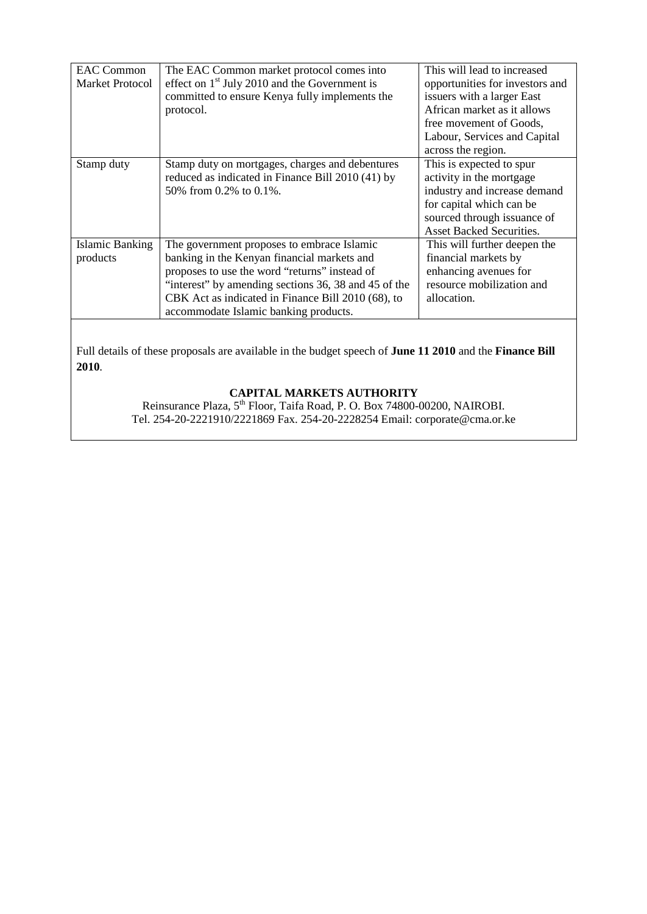| | | |
|---|---|---|
| EAC Common Market Protocol | The EAC Common market protocol comes into effect on 1st July 2010 and the Government is committed to ensure Kenya fully implements the protocol. | This will lead to increased opportunities for investors and issuers with a larger East African market as it allows free movement of Goods, Labour, Services and Capital across the region. |
| Stamp duty | Stamp duty on mortgages, charges and debentures reduced as indicated in Finance Bill 2010 (41) by 50% from 0.2% to 0.1%. | This is expected to spur activity in the mortgage industry and increase demand for capital which can be sourced through issuance of Asset Backed Securities. |
| Islamic Banking products | The government proposes to embrace Islamic banking in the Kenyan financial markets and proposes to use the word "returns" instead of "interest" by amending sections 36, 38 and 45 of the CBK Act as indicated in Finance Bill 2010 (68), to accommodate Islamic banking products. | This will further deepen the financial markets by enhancing avenues for resource mobilization and allocation. |

Full details of these proposals are available in the budget speech of **June 11 2010** and the **Finance Bill 2010**.

**CAPITAL MARKETS AUTHORITY**

Reinsurance Plaza, 5th Floor, Taifa Road, P. O. Box 74800-00200, NAIROBI.
Tel. 254-20-2221910/2221869 Fax. 254-20-2228254 Email: corporate@cma.or.ke